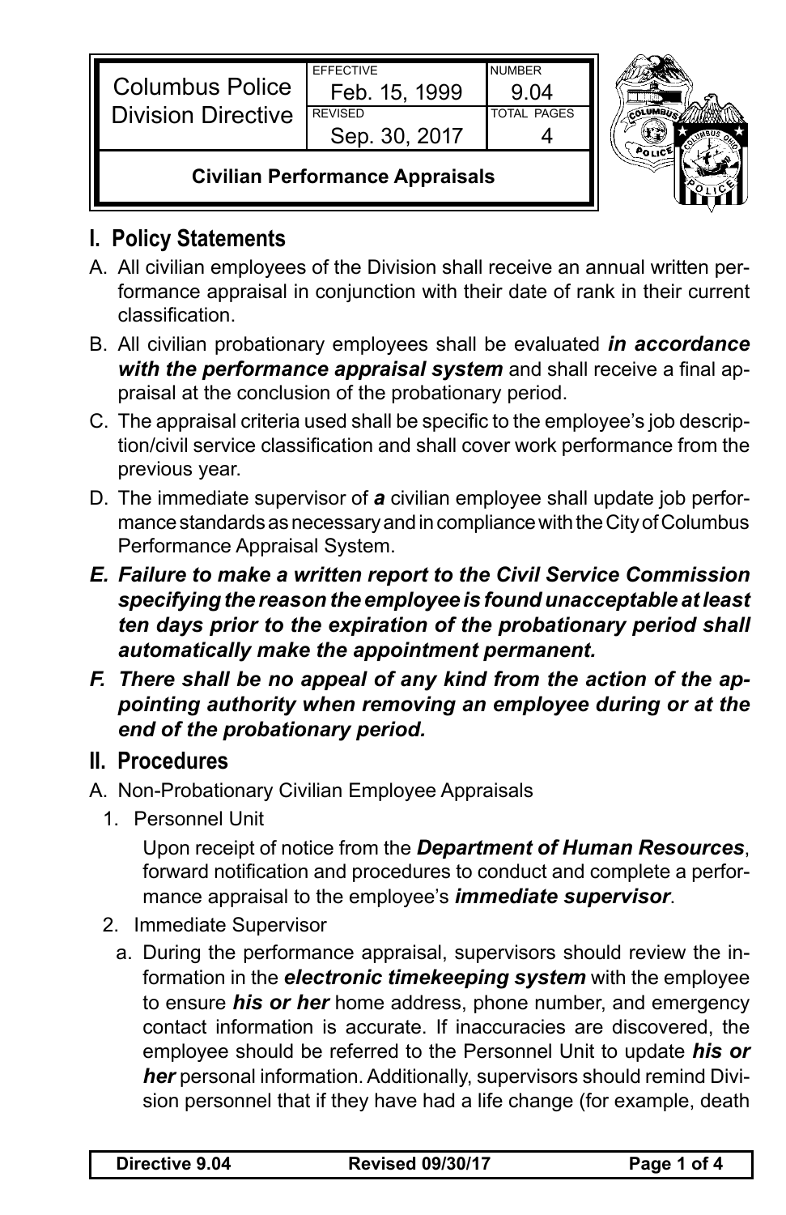| Columbus Police Division Directive | EFFECTIVE Feb. 15, 1999 | NUMBER 9.04 |
| --- | --- | --- |
| | REVISED Sep. 30, 2017 | TOTAL PAGES 4 |
| **Civilian Performance Appraisals** | | |

## I. Policy Statements

A. All civilian employees of the Division shall receive an annual written performance appraisal in conjunction with their date of rank in their current classification.

B. All civilian probationary employees shall be evaluated ***in accordance with the performance appraisal system*** and shall receive a final appraisal at the conclusion of the probationary period.

C. The appraisal criteria used shall be specific to the employee's job description/civil service classification and shall cover work performance from the previous year.

D. The immediate supervisor of ***a*** civilian employee shall update job performance standards as necessary and in compliance with the City of Columbus Performance Appraisal System.

***E. Failure to make a written report to the Civil Service Commission specifying the reason the employee is found unacceptable at least ten days prior to the expiration of the probationary period shall automatically make the appointment permanent.***

***F. There shall be no appeal of any kind from the action of the appointing authority when removing an employee during or at the end of the probationary period.***

## II. Procedures

A. Non-Probationary Civilian Employee Appraisals

1. Personnel Unit

   Upon receipt of notice from the ***Department of Human Resources***, forward notification and procedures to conduct and complete a performance appraisal to the employee's ***immediate supervisor***.

2. Immediate Supervisor

   a. During the performance appraisal, supervisors should review the information in the ***electronic timekeeping system*** with the employee to ensure ***his or her*** home address, phone number, and emergency contact information is accurate. If inaccuracies are discovered, the employee should be referred to the Personnel Unit to update ***his or her*** personal information. Additionally, supervisors should remind Division personnel that if they have had a life change (for example, death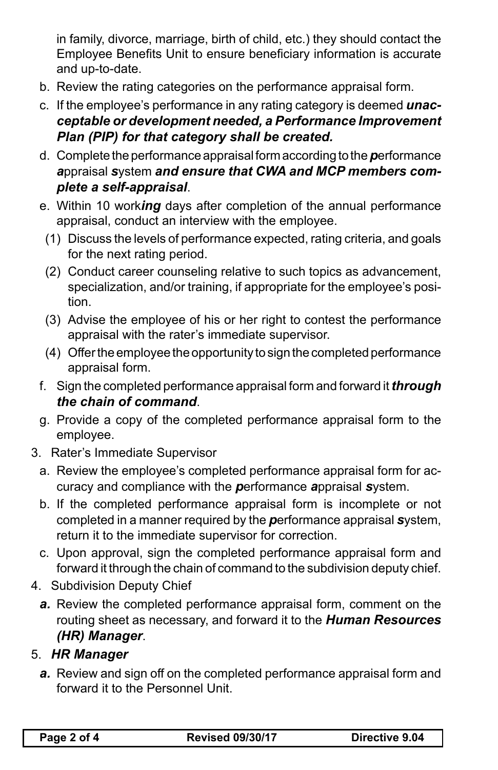in family, divorce, marriage, birth of child, etc.) they should contact the Employee Benefits Unit to ensure beneficiary information is accurate and up-to-date.

b. Review the rating categories on the performance appraisal form.

c. If the employee's performance in any rating category is deemed ***unacceptable or development needed, a Performance Improvement Plan (PIP) for that category shall be created.***

d. Complete the performance appraisal form according to the ***p***erformance ***a***ppraisal ***s***ystem ***and ensure that CWA and MCP members complete a self-appraisal***.

e. Within 10 work***ing*** days after completion of the annual performance appraisal, conduct an interview with the employee.

   (1) Discuss the levels of performance expected, rating criteria, and goals for the next rating period.

   (2) Conduct career counseling relative to such topics as advancement, specialization, and/or training, if appropriate for the employee's position.

   (3) Advise the employee of his or her right to contest the performance appraisal with the rater's immediate supervisor.

   (4) Offer the employee the opportunity to sign the completed performance appraisal form.

f. Sign the completed performance appraisal form and forward it ***through the chain of command***.

g. Provide a copy of the completed performance appraisal form to the employee.

3. Rater's Immediate Supervisor

   a. Review the employee's completed performance appraisal form for accuracy and compliance with the ***p***erformance ***a***ppraisal ***s***ystem.

   b. If the completed performance appraisal form is incomplete or not completed in a manner required by the ***p***erformance appraisal ***s***ystem, return it to the immediate supervisor for correction.

   c. Upon approval, sign the completed performance appraisal form and forward it through the chain of command to the subdivision deputy chief.

4. Subdivision Deputy Chief

   ***a.*** Review the completed performance appraisal form, comment on the routing sheet as necessary, and forward it to the ***Human Resources (HR) Manager***.

5. ***HR Manager***

   ***a.*** Review and sign off on the completed performance appraisal form and forward it to the Personnel Unit.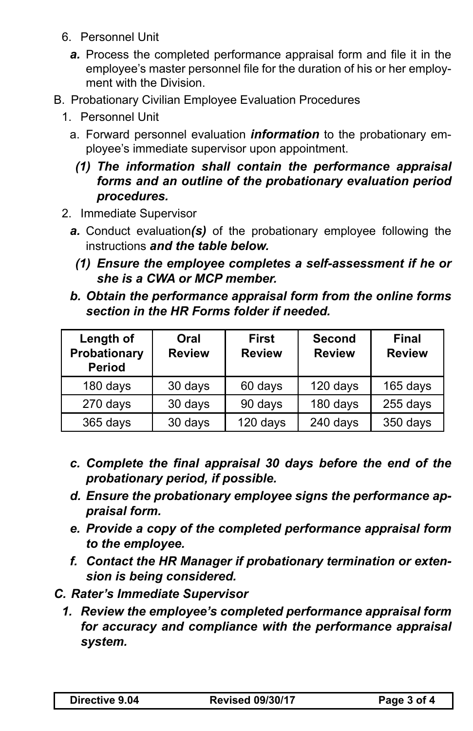6. Personnel Unit

   ***a.*** Process the completed performance appraisal form and file it in the employee's master personnel file for the duration of his or her employment with the Division.

B. Probationary Civilian Employee Evaluation Procedures

1. Personnel Unit

   a. Forward personnel evaluation ***information*** to the probationary employee's immediate supervisor upon appointment.

      ***(1) The information shall contain the performance appraisal forms and an outline of the probationary evaluation period procedures.***

2. Immediate Supervisor

   ***a.*** Conduct evaluation***(s)*** of the probationary employee following the instructions ***and the table below.***

      ***(1) Ensure the employee completes a self-assessment if he or she is a CWA or MCP member.***

   ***b. Obtain the performance appraisal form from the online forms section in the HR Forms folder if needed.***

| Length of Probationary Period | Oral Review | First Review | Second Review | Final Review |
|---|---|---|---|---|
| 180 days | 30 days | 60 days | 120 days | 165 days |
| 270 days | 30 days | 90 days | 180 days | 255 days |
| 365 days | 30 days | 120 days | 240 days | 350 days |

   ***c. Complete the final appraisal 30 days before the end of the probationary period, if possible.***

   ***d. Ensure the probationary employee signs the performance appraisal form.***

   ***e. Provide a copy of the completed performance appraisal form to the employee.***

   ***f. Contact the HR Manager if probationary termination or extension is being considered.***

***C. Rater's Immediate Supervisor***

***1. Review the employee's completed performance appraisal form for accuracy and compliance with the performance appraisal system.***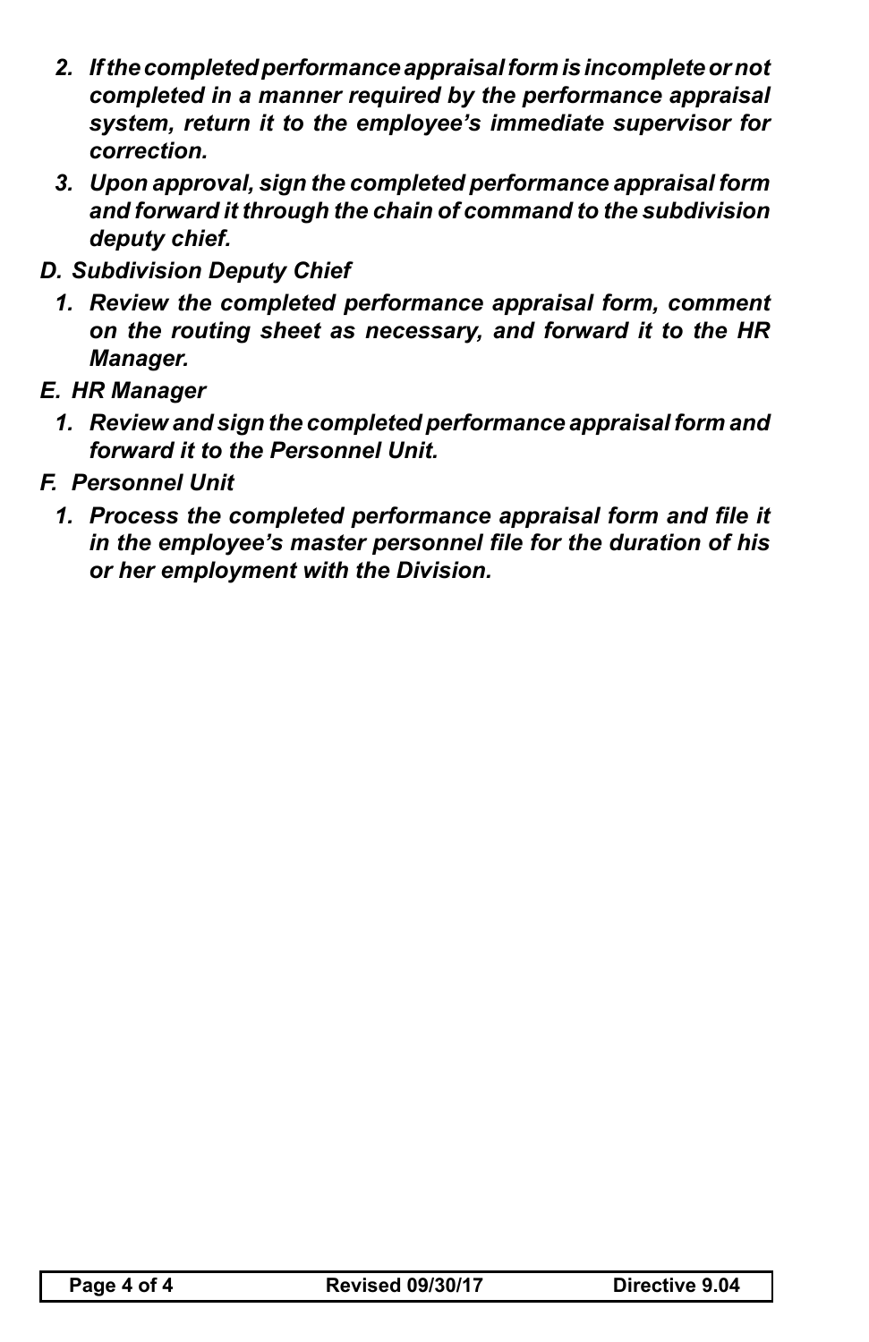2. ***If the completed performance appraisal form is incomplete or not completed in a manner required by the performance appraisal system, return it to the employee's immediate supervisor for correction.***
3. ***Upon approval, sign the completed performance appraisal form and forward it through the chain of command to the subdivision deputy chief.***

***D. Subdivision Deputy Chief***

1. ***Review the completed performance appraisal form, comment on the routing sheet as necessary, and forward it to the HR Manager.***

***E. HR Manager***

1. ***Review and sign the completed performance appraisal form and forward it to the Personnel Unit.***

***F. Personnel Unit***

1. ***Process the completed performance appraisal form and file it in the employee's master personnel file for the duration of his or her employment with the Division.***